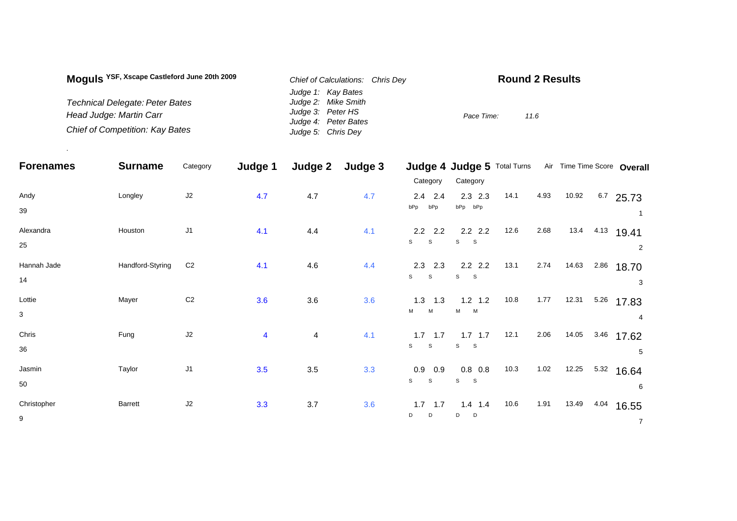**Moguls** YSF, Xscape Castleford June 20th 2009

*Technical Delegate: Peter Bates*
*Head Judge: Martin Carr*
*Chief of Competition: Kay Bates*

*Chief of Calculations: Chris Dey*
*Judge 1: Kay Bates*
*Judge 2: Mike Smith*
*Judge 3: Peter HS*
*Judge 4: Peter Bates*
*Judge 5: Chris Dey*

## Round 2 Results

*Pace Time:* *11.6*

| Forenames | Surname | Category | Judge 1 | Judge 2 | Judge 3 | Judge 4 Category | | Judge 5 Category | | Total Turns | Air | Time | Time Score | Overall |
|---|---|---|---|---|---|---|---|---|---|---|---|---|---|---|
| Andy<br>39 | Longley | J2 | 4.7 | 4.7 | 4.7 | 2.4<br>bPp | 2.4<br>bPp | 2.3<br>bPp | 2.3<br>bPp | 14.1 | 4.93 | 10.92 | 6.7 | 25.73<br>1 |
| Alexandra<br>25 | Houston | J1 | 4.1 | 4.4 | 4.1 | 2.2<br>S | 2.2<br>S | 2.2<br>S | 2.2<br>S | 12.6 | 2.68 | 13.4 | 4.13 | 19.41<br>2 |
| Hannah Jade<br>14 | Handford-Styring | C2 | 4.1 | 4.6 | 4.4 | 2.3<br>S | 2.3<br>S | 2.2<br>S | 2.2<br>S | 13.1 | 2.74 | 14.63 | 2.86 | 18.70<br>3 |
| Lottie<br>3 | Mayer | C2 | 3.6 | 3.6 | 3.6 | 1.3<br>M | 1.3<br>M | 1.2<br>M | 1.2<br>M | 10.8 | 1.77 | 12.31 | 5.26 | 17.83<br>4 |
| Chris<br>36 | Fung | J2 | 4 | 4 | 4.1 | 1.7<br>S | 1.7<br>S | 1.7<br>S | 1.7<br>S | 12.1 | 2.06 | 14.05 | 3.46 | 17.62<br>5 |
| Jasmin<br>50 | Taylor | J1 | 3.5 | 3.5 | 3.3 | 0.9<br>S | 0.9<br>S | 0.8<br>S | 0.8<br>S | 10.3 | 1.02 | 12.25 | 5.32 | 16.64<br>6 |
| Christopher<br>9 | Barrett | J2 | 3.3 | 3.7 | 3.6 | 1.7<br>D | 1.7<br>D | 1.4<br>D | 1.4<br>D | 10.6 | 1.91 | 13.49 | 4.04 | 16.55<br>7 |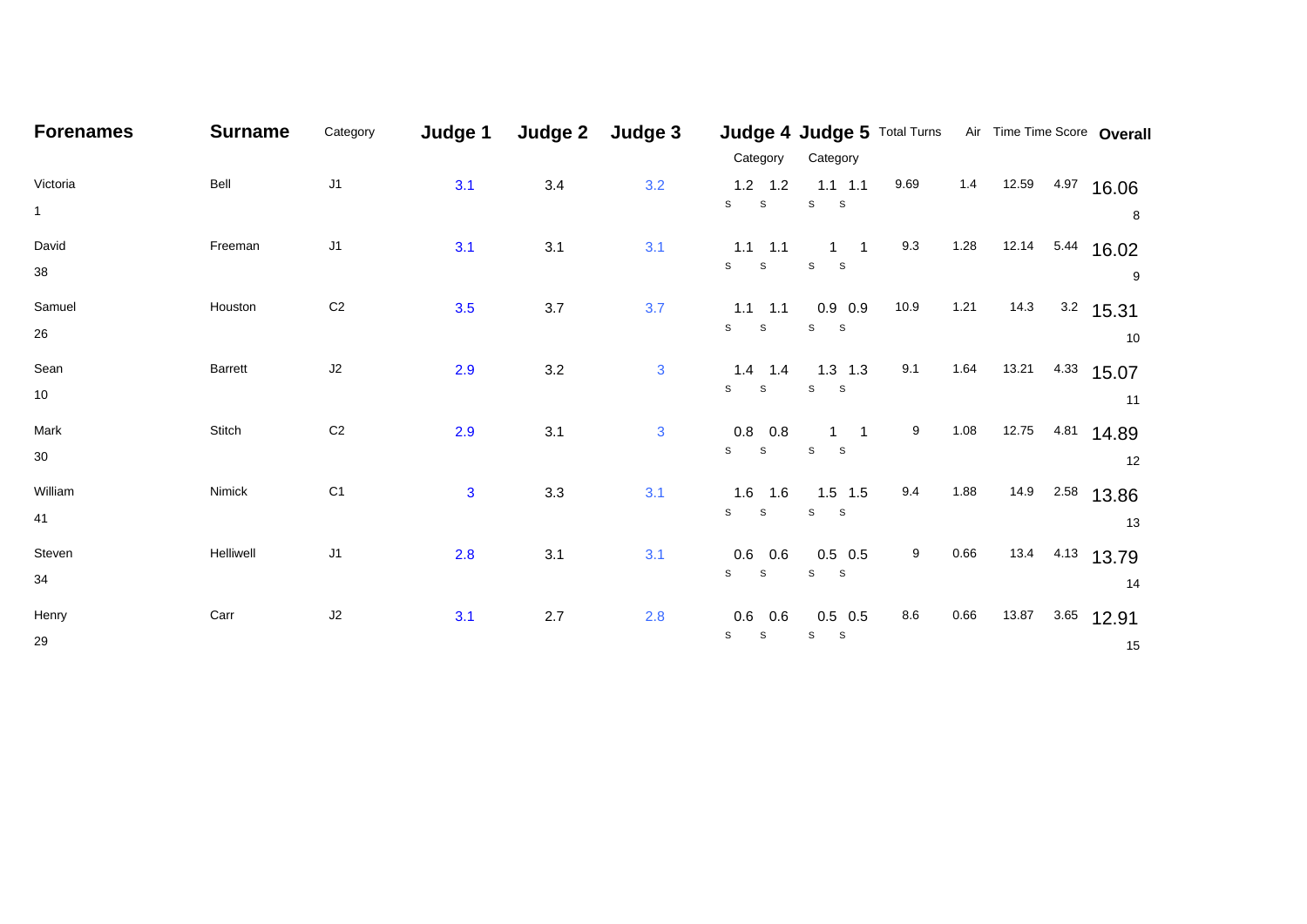| Forenames | Surname | Category | Judge 1 | Judge 2 | Judge 3 | Judge 4 Category | | Judge 5 Category | | Total Turns | Air | Time | Time Score | Overall |
|---|---|---|---|---|---|---|---|---|---|---|---|---|---|---|
| | | | | | | s | s | s | s | | | | | |
| Victoria 1 | Bell | J1 | 3.1 | 3.4 | 3.2 | 1.2 | 1.2 | 1.1 | 1.1 | 9.69 | 1.4 | 12.59 | 4.97 | 16.06 8 |
| David 38 | Freeman | J1 | 3.1 | 3.1 | 3.1 | 1.1 | 1.1 | 1 | 1 | 9.3 | 1.28 | 12.14 | 5.44 | 16.02 9 |
| Samuel 26 | Houston | C2 | 3.5 | 3.7 | 3.7 | 1.1 | 1.1 | 0.9 | 0.9 | 10.9 | 1.21 | 14.3 | 3.2 | 15.31 10 |
| Sean 10 | Barrett | J2 | 2.9 | 3.2 | 3 | 1.4 | 1.4 | 1.3 | 1.3 | 9.1 | 1.64 | 13.21 | 4.33 | 15.07 11 |
| Mark 30 | Stitch | C2 | 2.9 | 3.1 | 3 | 0.8 | 0.8 | 1 | 1 | 9 | 1.08 | 12.75 | 4.81 | 14.89 12 |
| William 41 | Nimick | C1 | 3 | 3.3 | 3.1 | 1.6 | 1.6 | 1.5 | 1.5 | 9.4 | 1.88 | 14.9 | 2.58 | 13.86 13 |
| Steven 34 | Helliwell | J1 | 2.8 | 3.1 | 3.1 | 0.6 | 0.6 | 0.5 | 0.5 | 9 | 0.66 | 13.4 | 4.13 | 13.79 14 |
| Henry 29 | Carr | J2 | 3.1 | 2.7 | 2.8 | 0.6 | 0.6 | 0.5 | 0.5 | 8.6 | 0.66 | 13.87 | 3.65 | 12.91 15 |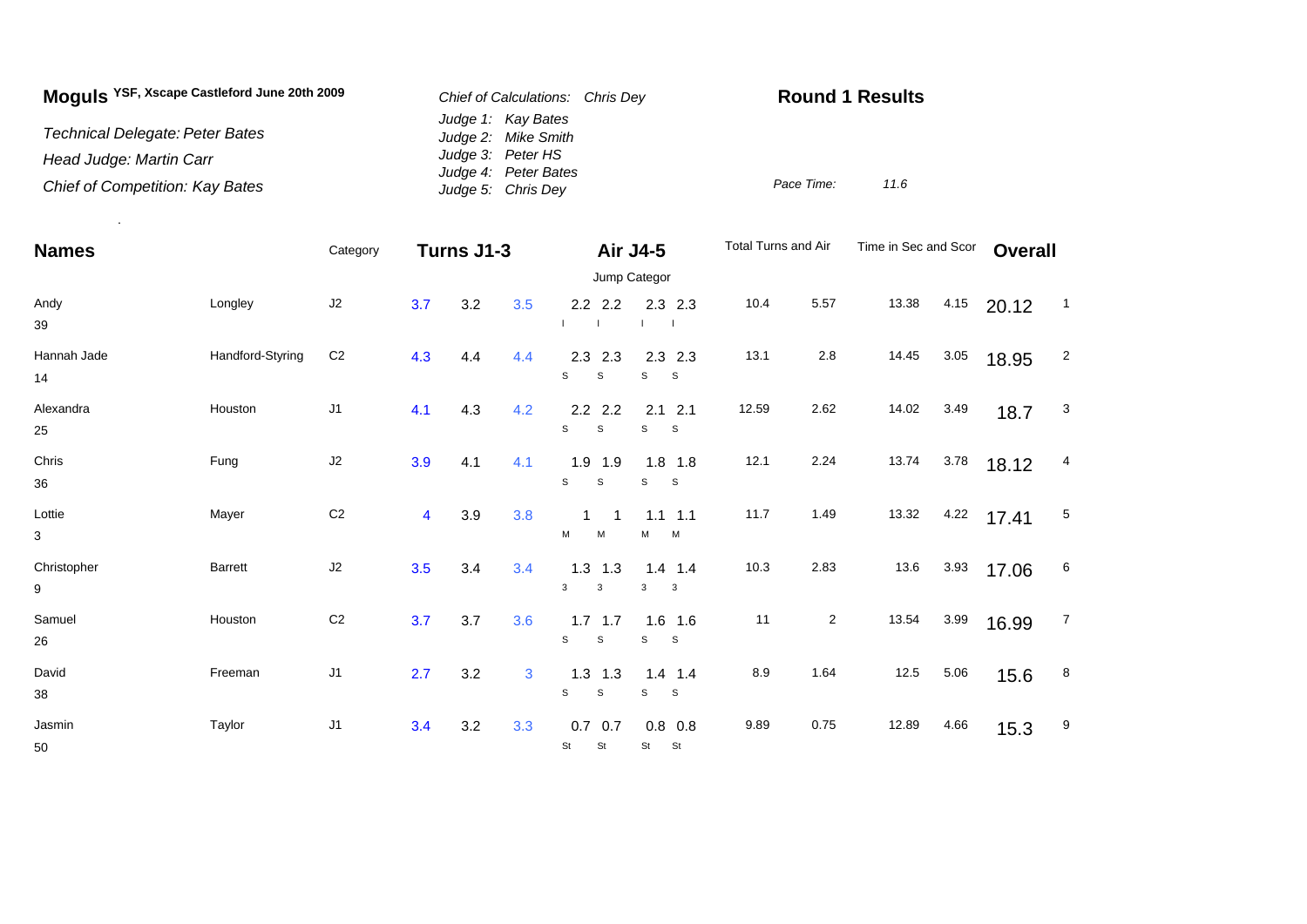# Moguls YSF, Xscape Castleford June 20th 2009

*Technical Delegate: Peter Bates*
*Head Judge: Martin Carr*
*Chief of Competition: Kay Bates*

*Chief of Calculations: Chris Dey*
*Judge 1: Kay Bates*
*Judge 2: Mike Smith*
*Judge 3: Peter HS*
*Judge 4: Peter Bates*
*Judge 5: Chris Dey*

**Round 1 Results**

*Pace Time:* *11.6*

| Names | | Category | Turns J1-3 | | | Air J4-5 | | | | Total Turns and Air | | Time in Sec and Scor | | Overall | |
|---|---|---|---|---|---|---|---|---|---|---|---|---|---|---|---|
| | | | | | | Jump Categor | | | | | | | | | |
| Andy 39 | Longley | J2 | 3.7 | 3.2 | 3.5 | 2.2 I | 2.2 I | 2.3 I | 2.3 I | 10.4 | 5.57 | 13.38 | 4.15 | 20.12 | 1 |
| Hannah Jade 14 | Handford-Styring | C2 | 4.3 | 4.4 | 4.4 | 2.3 S | 2.3 S | 2.3 S | 2.3 S | 13.1 | 2.8 | 14.45 | 3.05 | 18.95 | 2 |
| Alexandra 25 | Houston | J1 | 4.1 | 4.3 | 4.2 | 2.2 S | 2.2 S | 2.1 S | 2.1 S | 12.59 | 2.62 | 14.02 | 3.49 | 18.7 | 3 |
| Chris 36 | Fung | J2 | 3.9 | 4.1 | 4.1 | 1.9 S | 1.9 S | 1.8 S | 1.8 S | 12.1 | 2.24 | 13.74 | 3.78 | 18.12 | 4 |
| Lottie 3 | Mayer | C2 | 4 | 3.9 | 3.8 | 1 M | 1 M | 1.1 M | 1.1 M | 11.7 | 1.49 | 13.32 | 4.22 | 17.41 | 5 |
| Christopher 9 | Barrett | J2 | 3.5 | 3.4 | 3.4 | 1.3 3 | 1.3 3 | 1.4 3 | 1.4 3 | 10.3 | 2.83 | 13.6 | 3.93 | 17.06 | 6 |
| Samuel 26 | Houston | C2 | 3.7 | 3.7 | 3.6 | 1.7 S | 1.7 S | 1.6 S | 1.6 S | 11 | 2 | 13.54 | 3.99 | 16.99 | 7 |
| David 38 | Freeman | J1 | 2.7 | 3.2 | 3 | 1.3 S | 1.3 S | 1.4 S | 1.4 S | 8.9 | 1.64 | 12.5 | 5.06 | 15.6 | 8 |
| Jasmin 50 | Taylor | J1 | 3.4 | 3.2 | 3.3 | 0.7 St | 0.7 St | 0.8 St | 0.8 St | 9.89 | 0.75 | 12.89 | 4.66 | 15.3 | 9 |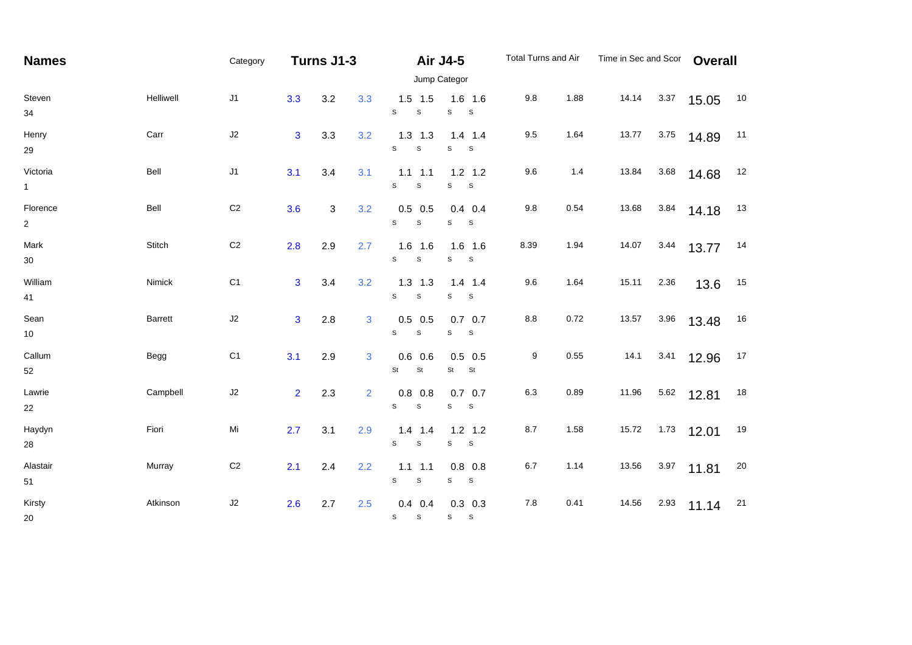| Names | | Category | Turns J1-3 | | | Air J4-5 | | | | Total Turns and Air | | Time in Sec and Scor | | Overall | |
|---|---|---|---|---|---|---|---|---|---|---|---|---|---|---|---|
| | | | | | | Jump Categor | | | | | | | | | |
| Steven 34 | Helliwell | J1 | 3.3 | 3.2 | 3.3 | 1.5 S | 1.5 S | 1.6 S | 1.6 S | 9.8 | 1.88 | 14.14 | 3.37 | 15.05 | 10 |
| Henry 29 | Carr | J2 | 3 | 3.3 | 3.2 | 1.3 S | 1.3 S | 1.4 S | 1.4 S | 9.5 | 1.64 | 13.77 | 3.75 | 14.89 | 11 |
| Victoria 1 | Bell | J1 | 3.1 | 3.4 | 3.1 | 1.1 S | 1.1 S | 1.2 S | 1.2 S | 9.6 | 1.4 | 13.84 | 3.68 | 14.68 | 12 |
| Florence 2 | Bell | C2 | 3.6 | 3 | 3.2 | 0.5 S | 0.5 S | 0.4 S | 0.4 S | 9.8 | 0.54 | 13.68 | 3.84 | 14.18 | 13 |
| Mark 30 | Stitch | C2 | 2.8 | 2.9 | 2.7 | 1.6 S | 1.6 S | 1.6 S | 1.6 S | 8.39 | 1.94 | 14.07 | 3.44 | 13.77 | 14 |
| William 41 | Nimick | C1 | 3 | 3.4 | 3.2 | 1.3 S | 1.3 S | 1.4 S | 1.4 S | 9.6 | 1.64 | 15.11 | 2.36 | 13.6 | 15 |
| Sean 10 | Barrett | J2 | 3 | 2.8 | 3 | 0.5 S | 0.5 S | 0.7 S | 0.7 S | 8.8 | 0.72 | 13.57 | 3.96 | 13.48 | 16 |
| Callum 52 | Begg | C1 | 3.1 | 2.9 | 3 | 0.6 St | 0.6 St | 0.5 St | 0.5 St | 9 | 0.55 | 14.1 | 3.41 | 12.96 | 17 |
| Lawrie 22 | Campbell | J2 | 2 | 2.3 | 2 | 0.8 S | 0.8 S | 0.7 S | 0.7 S | 6.3 | 0.89 | 11.96 | 5.62 | 12.81 | 18 |
| Haydyn 28 | Fiori | Mi | 2.7 | 3.1 | 2.9 | 1.4 S | 1.4 S | 1.2 S | 1.2 S | 8.7 | 1.58 | 15.72 | 1.73 | 12.01 | 19 |
| Alastair 51 | Murray | C2 | 2.1 | 2.4 | 2.2 | 1.1 S | 1.1 S | 0.8 S | 0.8 S | 6.7 | 1.14 | 13.56 | 3.97 | 11.81 | 20 |
| Kirsty 20 | Atkinson | J2 | 2.6 | 2.7 | 2.5 | 0.4 S | 0.4 S | 0.3 S | 0.3 S | 7.8 | 0.41 | 14.56 | 2.93 | 11.14 | 21 |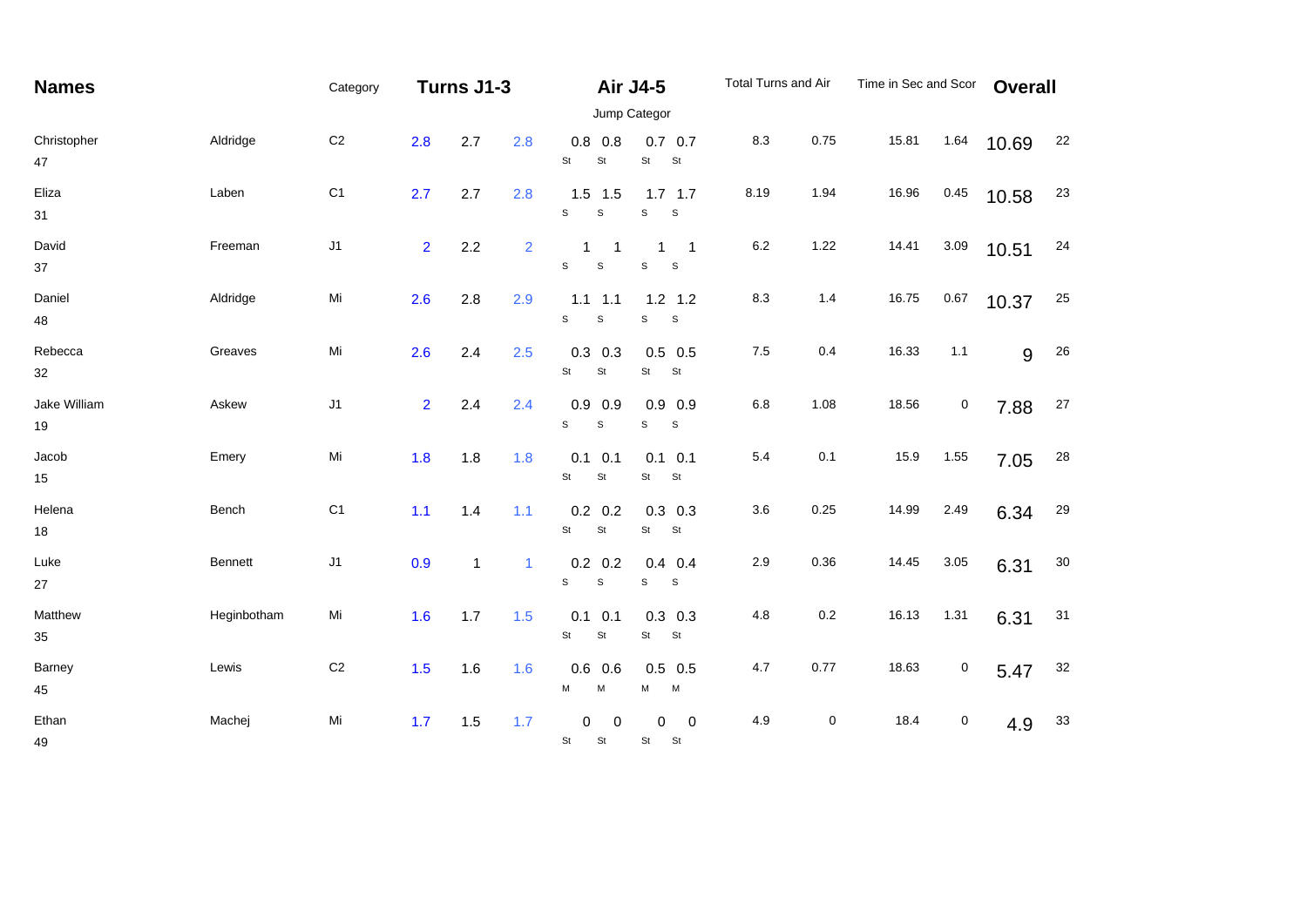| Names | | Category | Turns J1-3 | | | Air J4-5 | | | | Total Turns and Air | | Time in Sec and Scor | | Overall | |
|---|---|---|---|---|---|---|---|---|---|---|---|---|---|---|---|
| | | | | | | Jump Categor | | | | | | | | | |
| Christopher 47 | Aldridge | C2 | 2.8 | 2.7 | 2.8 | 0.8 St | 0.8 St | 0.7 St | 0.7 St | 8.3 | 0.75 | 15.81 | 1.64 | 10.69 | 22 |
| Eliza 31 | Laben | C1 | 2.7 | 2.7 | 2.8 | 1.5 S | 1.5 S | 1.7 S | 1.7 S | 8.19 | 1.94 | 16.96 | 0.45 | 10.58 | 23 |
| David 37 | Freeman | J1 | 2 | 2.2 | 2 | 1 S | 1 S | 1 S | 1 S | 6.2 | 1.22 | 14.41 | 3.09 | 10.51 | 24 |
| Daniel 48 | Aldridge | Mi | 2.6 | 2.8 | 2.9 | 1.1 S | 1.1 S | 1.2 S | 1.2 S | 8.3 | 1.4 | 16.75 | 0.67 | 10.37 | 25 |
| Rebecca 32 | Greaves | Mi | 2.6 | 2.4 | 2.5 | 0.3 St | 0.3 St | 0.5 St | 0.5 St | 7.5 | 0.4 | 16.33 | 1.1 | 9 | 26 |
| Jake William 19 | Askew | J1 | 2 | 2.4 | 2.4 | 0.9 S | 0.9 S | 0.9 S | 0.9 S | 6.8 | 1.08 | 18.56 | 0 | 7.88 | 27 |
| Jacob 15 | Emery | Mi | 1.8 | 1.8 | 1.8 | 0.1 St | 0.1 St | 0.1 St | 0.1 St | 5.4 | 0.1 | 15.9 | 1.55 | 7.05 | 28 |
| Helena 18 | Bench | C1 | 1.1 | 1.4 | 1.1 | 0.2 St | 0.2 St | 0.3 St | 0.3 St | 3.6 | 0.25 | 14.99 | 2.49 | 6.34 | 29 |
| Luke 27 | Bennett | J1 | 0.9 | 1 | 1 | 0.2 S | 0.2 S | 0.4 S | 0.4 S | 2.9 | 0.36 | 14.45 | 3.05 | 6.31 | 30 |
| Matthew 35 | Heginbotham | Mi | 1.6 | 1.7 | 1.5 | 0.1 St | 0.1 St | 0.3 St | 0.3 St | 4.8 | 0.2 | 16.13 | 1.31 | 6.31 | 31 |
| Barney 45 | Lewis | C2 | 1.5 | 1.6 | 1.6 | 0.6 M | 0.6 M | 0.5 M | 0.5 M | 4.7 | 0.77 | 18.63 | 0 | 5.47 | 32 |
| Ethan 49 | Machej | Mi | 1.7 | 1.5 | 1.7 | 0 St | 0 St | 0 St | 0 St | 4.9 | 0 | 18.4 | 0 | 4.9 | 33 |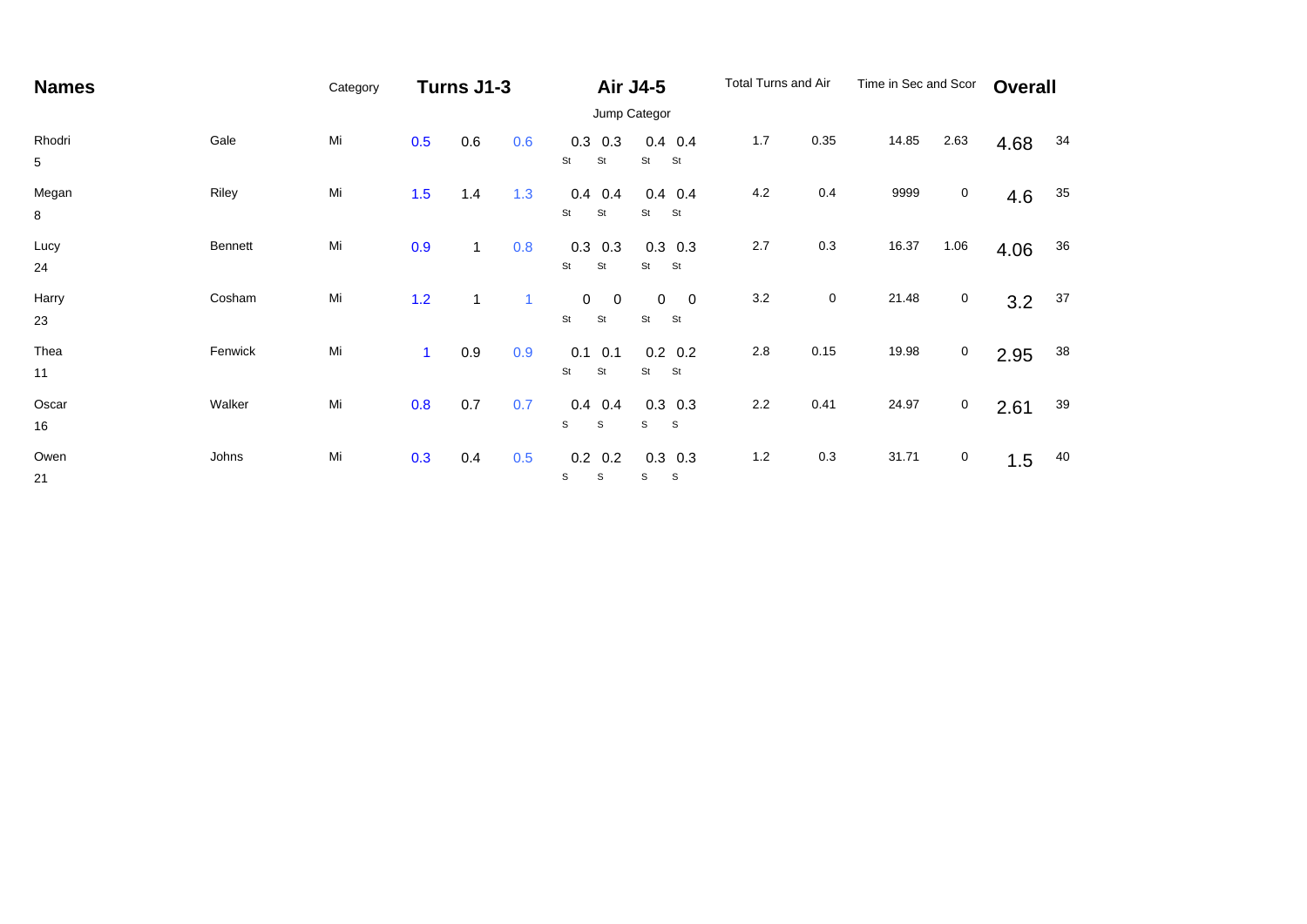| Names | | Category | Turns J1-3 | | | Air J4-5 | | | | Total Turns and Air | | Time in Sec and Scor | | Overall | |
|---|---|---|---|---|---|---|---|---|---|---|---|---|---|---|---|
| | | | | | | Jump Categor | | | | | | | | | |
| Rhodri 5 | Gale | Mi | 0.5 | 0.6 | 0.6 | 0.3 St | 0.3 St | 0.4 St | 0.4 St | 1.7 | 0.35 | 14.85 | 2.63 | 4.68 | 34 |
| Megan 8 | Riley | Mi | 1.5 | 1.4 | 1.3 | 0.4 St | 0.4 St | 0.4 St | 0.4 St | 4.2 | 0.4 | 9999 | 0 | 4.6 | 35 |
| Lucy 24 | Bennett | Mi | 0.9 | 1 | 0.8 | 0.3 St | 0.3 St | 0.3 St | 0.3 St | 2.7 | 0.3 | 16.37 | 1.06 | 4.06 | 36 |
| Harry 23 | Cosham | Mi | 1.2 | 1 | 1 | 0 St | 0 St | 0 St | 0 St | 3.2 | 0 | 21.48 | 0 | 3.2 | 37 |
| Thea 11 | Fenwick | Mi | 1 | 0.9 | 0.9 | 0.1 St | 0.1 St | 0.2 St | 0.2 St | 2.8 | 0.15 | 19.98 | 0 | 2.95 | 38 |
| Oscar 16 | Walker | Mi | 0.8 | 0.7 | 0.7 | 0.4 S | 0.4 S | 0.3 S | 0.3 S | 2.2 | 0.41 | 24.97 | 0 | 2.61 | 39 |
| Owen 21 | Johns | Mi | 0.3 | 0.4 | 0.5 | 0.2 S | 0.2 S | 0.3 S | 0.3 S | 1.2 | 0.3 | 31.71 | 0 | 1.5 | 40 |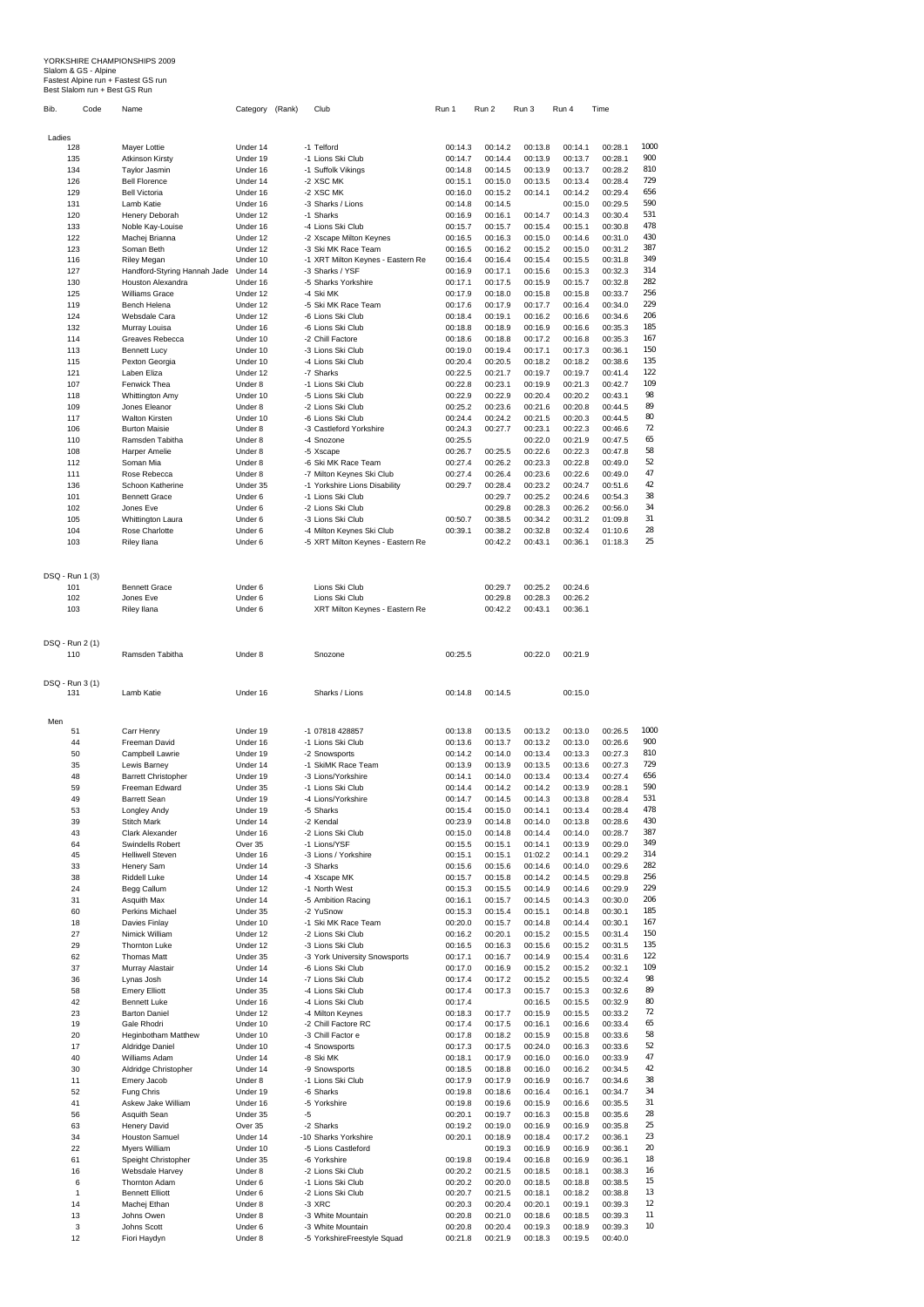YORKSHIRE CHAMPIONSHIPS 2009
Slalom & GS - Alpine
Fastest Alpine run + Fastest GS run
Best Slalom run + Best GS Run

| Bib. | Code | Name | Category | (Rank) | Club | Run 1 | Run 2 | Run 3 | Run 4 | Time | |
|---|---|---|---|---|---|---|---|---|---|---|---|
| Ladies | | | | | | | | | | | |
| 128 | | Mayer Lottie | Under 14 | -1 | Telford | 00:14.3 | 00:14.2 | 00:13.8 | 00:14.1 | 00:28.1 | 1000 |
| 135 | | Atkinson Kirsty | Under 19 | -1 | Lions Ski Club | 00:14.7 | 00:14.4 | 00:13.9 | 00:13.7 | 00:28.1 | 900 |
| 134 | | Taylor Jasmin | Under 16 | -1 | Suffolk Vikings | 00:14.8 | 00:14.5 | 00:13.9 | 00:13.7 | 00:28.2 | 810 |
| 126 | | Bell Florence | Under 14 | -2 | XSC MK | 00:15.1 | 00:15.0 | 00:13.5 | 00:13.4 | 00:28.4 | 729 |
| 129 | | Bell Victoria | Under 16 | -2 | XSC MK | 00:16.0 | 00:15.2 | 00:14.1 | 00:14.2 | 00:29.4 | 656 |
| 131 | | Lamb Katie | Under 16 | -3 | Sharks / Lions | 00:14.8 | 00:14.5 | | 00:15.0 | 00:29.5 | 590 |
| 120 | | Henery Deborah | Under 12 | -1 | Sharks | 00:16.9 | 00:16.1 | 00:14.7 | 00:14.3 | 00:30.4 | 531 |
| 133 | | Noble Kay-Louise | Under 16 | -4 | Lions Ski Club | 00:15.7 | 00:15.7 | 00:15.4 | 00:15.1 | 00:30.8 | 478 |
| 122 | | Machej Brianna | Under 12 | -2 | Xscape Milton Keynes | 00:16.5 | 00:16.3 | 00:15.0 | 00:14.6 | 00:31.0 | 430 |
| 123 | | Soman Beth | Under 12 | -3 | Ski MK Race Team | 00:16.5 | 00:16.2 | 00:15.2 | 00:15.0 | 00:31.2 | 387 |
| 116 | | Riley Megan | Under 10 | -1 | XRT Milton Keynes - Eastern Re | 00:16.4 | 00:16.4 | 00:15.4 | 00:15.5 | 00:31.8 | 349 |
| 127 | | Handford-Styring Hannah Jade | Under 14 | -3 | Sharks / YSF | 00:16.9 | 00:17.1 | 00:15.6 | 00:15.3 | 00:32.3 | 314 |
| 130 | | Houston Alexandra | Under 16 | -5 | Sharks Yorkshire | 00:17.1 | 00:17.5 | 00:15.9 | 00:15.7 | 00:32.8 | 282 |
| 125 | | Williams Grace | Under 12 | -4 | Ski MK | 00:17.9 | 00:18.0 | 00:15.8 | 00:15.8 | 00:33.7 | 256 |
| 119 | | Bench Helena | Under 12 | -5 | Ski MK Race Team | 00:17.6 | 00:17.9 | 00:17.7 | 00:16.4 | 00:34.0 | 229 |
| 124 | | Websdale Cara | Under 12 | -6 | Lions Ski Club | 00:18.4 | 00:19.1 | 00:16.2 | 00:16.6 | 00:34.6 | 206 |
| 132 | | Murray Louisa | Under 16 | -6 | Lions Ski Club | 00:18.8 | 00:18.9 | 00:16.9 | 00:16.6 | 00:35.3 | 185 |
| 114 | | Greaves Rebecca | Under 10 | -2 | Chill Factore | 00:18.6 | 00:18.8 | 00:17.2 | 00:16.8 | 00:35.3 | 167 |
| 113 | | Bennett Lucy | Under 10 | -3 | Lions Ski Club | 00:19.0 | 00:19.4 | 00:17.1 | 00:17.3 | 00:36.1 | 150 |
| 115 | | Pexton Georgia | Under 10 | -4 | Lions Ski Club | 00:20.4 | 00:20.5 | 00:18.2 | 00:18.2 | 00:38.6 | 135 |
| 121 | | Laben Eliza | Under 12 | -7 | Sharks | 00:22.5 | 00:21.7 | 00:19.7 | 00:19.7 | 00:41.4 | 122 |
| 107 | | Fenwick Thea | Under 8 | -1 | Lions Ski Club | 00:22.8 | 00:23.1 | 00:19.9 | 00:21.3 | 00:42.7 | 109 |
| 118 | | Whittington Amy | Under 10 | -5 | Lions Ski Club | 00:22.9 | 00:22.9 | 00:20.4 | 00:20.2 | 00:43.1 | 98 |
| 109 | | Jones Eleanor | Under 8 | -2 | Lions Ski Club | 00:25.2 | 00:23.6 | 00:21.6 | 00:20.8 | 00:44.5 | 89 |
| 117 | | Walton Kirsten | Under 10 | -6 | Lions Ski Club | 00:24.4 | 00:24.2 | 00:21.5 | 00:20.3 | 00:44.5 | 80 |
| 106 | | Burton Maisie | Under 8 | -3 | Castleford Yorkshire | 00:24.3 | 00:27.7 | 00:23.1 | 00:22.3 | 00:46.6 | 72 |
| 110 | | Ramsden Tabitha | Under 8 | -4 | Snozone | 00:25.5 | | 00:22.0 | 00:21.9 | 00:47.5 | 65 |
| 108 | | Harper Amelie | Under 8 | -5 | Xscape | 00:26.7 | 00:25.5 | 00:22.6 | 00:22.3 | 00:47.8 | 58 |
| 112 | | Soman Mia | Under 8 | -6 | Ski MK Race Team | 00:27.4 | 00:26.2 | 00:23.3 | 00:22.8 | 00:49.0 | 52 |
| 111 | | Rose Rebecca | Under 8 | -7 | Milton Keynes Ski Club | 00:27.4 | 00:26.4 | 00:23.6 | 00:22.6 | 00:49.0 | 47 |
| 136 | | Schoon Katherine | Under 35 | -1 | Yorkshire Lions Disability | 00:29.7 | 00:28.4 | 00:23.2 | 00:24.7 | 00:51.6 | 42 |
| 101 | | Bennett Grace | Under 6 | -1 | Lions Ski Club | | 00:29.7 | 00:25.2 | 00:24.6 | 00:54.3 | 38 |
| 102 | | Jones Eve | Under 6 | -2 | Lions Ski Club | | 00:29.8 | 00:28.3 | 00:26.2 | 00:56.0 | 34 |
| 105 | | Whittington Laura | Under 6 | -3 | Lions Ski Club | 00:50.7 | 00:38.5 | 00:34.2 | 00:31.2 | 01:09.8 | 31 |
| 104 | | Rose Charlotte | Under 6 | -4 | Milton Keynes Ski Club | 00:39.1 | 00:38.2 | 00:32.8 | 00:32.4 | 01:10.6 | 28 |
| 103 | | Riley Ilana | Under 6 | -5 | XRT Milton Keynes - Eastern Re | | 00:42.2 | 00:43.1 | 00:36.1 | 01:18.3 | 25 |

DSQ - Run 1 (3)

| Bib. | Name | Category | Club | Run 1 | Run 2 | Run 3 | Run 4 |
|---|---|---|---|---|---|---|---|
| 101 | Bennett Grace | Under 6 | Lions Ski Club | | 00:29.7 | 00:25.2 | 00:24.6 |
| 102 | Jones Eve | Under 6 | Lions Ski Club | | 00:29.8 | 00:28.3 | 00:26.2 |
| 103 | Riley Ilana | Under 6 | XRT Milton Keynes - Eastern Re | | 00:42.2 | 00:43.1 | 00:36.1 |

DSQ - Run 2 (1)

| Bib. | Name | Category | Club | Run 1 | Run 2 | Run 3 | Run 4 |
|---|---|---|---|---|---|---|---|
| 110 | Ramsden Tabitha | Under 8 | Snozone | 00:25.5 | | 00:22.0 | 00:21.9 |

DSQ - Run 3 (1)

| Bib. | Name | Category | Club | Run 1 | Run 2 | Run 3 | Run 4 |
|---|---|---|---|---|---|---|---|
| 131 | Lamb Katie | Under 16 | Sharks / Lions | 00:14.8 | 00:14.5 | | 00:15.0 |

| Bib. | Code | Name | Category | (Rank) | Club | Run 1 | Run 2 | Run 3 | Run 4 | Time | |
|---|---|---|---|---|---|---|---|---|---|---|---|
| Men | | | | | | | | | | | |
| 51 | | Carr Henry | Under 19 | -1 | 07818 428857 | 00:13.8 | 00:13.5 | 00:13.2 | 00:13.0 | 00:26.5 | 1000 |
| 44 | | Freeman David | Under 16 | -1 | Lions Ski Club | 00:13.6 | 00:13.7 | 00:13.2 | 00:13.0 | 00:26.6 | 900 |
| 50 | | Campbell Lawrie | Under 19 | -2 | Snowsports | 00:14.2 | 00:14.0 | 00:13.4 | 00:13.3 | 00:27.3 | 810 |
| 35 | | Lewis Barney | Under 14 | -1 | SkiMK Race Team | 00:13.9 | 00:13.9 | 00:13.5 | 00:13.6 | 00:27.3 | 729 |
| 48 | | Barrett Christopher | Under 19 | -3 | Lions/Yorkshire | 00:14.1 | 00:14.0 | 00:13.4 | 00:13.4 | 00:27.4 | 656 |
| 59 | | Freeman Edward | Under 35 | -1 | Lions Ski Club | 00:14.4 | 00:14.2 | 00:14.2 | 00:13.9 | 00:28.1 | 590 |
| 49 | | Barrett Sean | Under 19 | -4 | Lions/Yorkshire | 00:14.7 | 00:14.5 | 00:14.3 | 00:13.8 | 00:28.4 | 531 |
| 53 | | Longley Andy | Under 19 | -5 | Sharks | 00:15.4 | 00:15.0 | 00:14.1 | 00:13.4 | 00:28.4 | 478 |
| 39 | | Stitch Mark | Under 14 | -2 | Kendal | 00:23.9 | 00:14.8 | 00:14.0 | 00:13.8 | 00:28.6 | 430 |
| 43 | | Clark Alexander | Under 16 | -2 | Lions Ski Club | 00:15.0 | 00:14.8 | 00:14.4 | 00:14.0 | 00:28.7 | 387 |
| 64 | | Swindells Robert | Over 35 | -1 | Lions/YSF | 00:15.5 | 00:15.1 | 00:14.1 | 00:13.9 | 00:29.0 | 349 |
| 45 | | Helliwell Steven | Under 16 | -3 | Lions / Yorkshire | 00:15.1 | 00:15.1 | 01:02.2 | 00:14.1 | 00:29.2 | 314 |
| 33 | | Henery Sam | Under 14 | -3 | Sharks | 00:15.6 | 00:15.6 | 00:14.6 | 00:14.0 | 00:29.6 | 282 |
| 38 | | Riddell Luke | Under 14 | -4 | Xscape MK | 00:15.7 | 00:15.8 | 00:14.2 | 00:14.5 | 00:29.8 | 256 |
| 24 | | Begg Callum | Under 12 | -1 | North West | 00:15.3 | 00:15.5 | 00:14.9 | 00:14.6 | 00:29.9 | 229 |
| 31 | | Asquith Max | Under 14 | -5 | Ambition Racing | 00:16.1 | 00:15.7 | 00:14.5 | 00:14.3 | 00:30.0 | 206 |
| 60 | | Perkins Michael | Under 35 | -2 | YuSnow | 00:15.3 | 00:15.4 | 00:15.1 | 00:14.8 | 00:30.1 | 185 |
| 18 | | Davies Finlay | Under 10 | -1 | Ski MK Race Team | 00:20.0 | 00:15.7 | 00:14.8 | 00:14.4 | 00:30.1 | 167 |
| 27 | | Nimick William | Under 12 | -2 | Lions Ski Club | 00:16.2 | 00:20.1 | 00:15.2 | 00:15.5 | 00:31.4 | 150 |
| 29 | | Thornton Luke | Under 12 | -3 | Lions Ski Club | 00:16.5 | 00:16.3 | 00:15.6 | 00:15.2 | 00:31.5 | 135 |
| 62 | | Thomas Matt | Under 35 | -3 | York University Snowsports | 00:17.1 | 00:16.7 | 00:14.9 | 00:15.4 | 00:31.6 | 122 |
| 37 | | Murray Alastair | Under 14 | -6 | Lions Ski Club | 00:17.0 | 00:16.9 | 00:15.2 | 00:15.2 | 00:32.1 | 109 |
| 36 | | Lynas Josh | Under 14 | -7 | Lions Ski Club | 00:17.4 | 00:17.2 | 00:15.2 | 00:15.5 | 00:32.4 | 98 |
| 58 | | Emery Elliott | Under 35 | -4 | Lions Ski Club | 00:17.4 | 00:17.3 | 00:15.7 | 00:15.3 | 00:32.6 | 89 |
| 42 | | Bennett Luke | Under 16 | -4 | Lions Ski Club | 00:17.4 | | 00:16.5 | 00:15.5 | 00:32.9 | 80 |
| 23 | | Barton Daniel | Under 12 | -4 | Milton Keynes | 00:18.3 | 00:17.7 | 00:15.9 | 00:15.5 | 00:33.2 | 72 |
| 19 | | Gale Rhodri | Under 10 | -2 | Chill Factore RC | 00:17.4 | 00:17.5 | 00:16.1 | 00:16.6 | 00:33.4 | 65 |
| 20 | | Heginbotham Matthew | Under 10 | -3 | Chill Factor e | 00:17.8 | 00:18.2 | 00:15.9 | 00:15.8 | 00:33.6 | 58 |
| 17 | | Aldridge Daniel | Under 10 | -4 | Snowsports | 00:17.3 | 00:17.5 | 00:24.0 | 00:16.3 | 00:33.6 | 52 |
| 40 | | Williams Adam | Under 14 | -8 | Ski MK | 00:18.1 | 00:17.9 | 00:16.0 | 00:16.0 | 00:33.9 | 47 |
| 30 | | Aldridge Christopher | Under 14 | -9 | Snowsports | 00:18.5 | 00:18.8 | 00:16.0 | 00:16.2 | 00:34.5 | 42 |
| 11 | | Emery Jacob | Under 8 | -1 | Lions Ski Club | 00:17.9 | 00:17.9 | 00:16.9 | 00:16.7 | 00:34.6 | 38 |
| 52 | | Fung Chris | Under 19 | -6 | Sharks | 00:19.8 | 00:18.6 | 00:16.4 | 00:16.1 | 00:34.7 | 34 |
| 41 | | Askew Jake William | Under 16 | -5 | Yorkshire | 00:19.8 | 00:19.6 | 00:15.9 | 00:16.6 | 00:35.5 | 31 |
| 56 | | Asquith Sean | Under 35 | -5 | | 00:20.1 | 00:19.7 | 00:16.3 | 00:15.8 | 00:35.6 | 28 |
| 63 | | Henery David | Over 35 | -2 | Sharks | 00:19.2 | 00:19.0 | 00:16.9 | 00:16.9 | 00:35.8 | 25 |
| 34 | | Houston Samuel | Under 14 | -10 | Sharks Yorkshire | 00:20.1 | 00:18.9 | 00:18.4 | 00:17.2 | 00:36.1 | 23 |
| 22 | | Myers William | Under 10 | -5 | Lions Castleford | | 00:19.3 | 00:16.9 | 00:16.9 | 00:36.1 | 20 |
| 61 | | Speight Christopher | Under 35 | -6 | Yorkshire | 00:19.8 | 00:19.4 | 00:16.8 | 00:16.9 | 00:36.1 | 18 |
| 16 | | Websdale Harvey | Under 8 | -2 | Lions Ski Club | 00:20.2 | 00:21.5 | 00:18.5 | 00:18.1 | 00:38.3 | 16 |
| 6 | | Thornton Adam | Under 6 | -1 | Lions Ski Club | 00:20.2 | 00:20.0 | 00:18.5 | 00:18.8 | 00:38.5 | 15 |
| 1 | | Bennett Elliott | Under 6 | -2 | Lions Ski Club | 00:20.7 | 00:21.5 | 00:18.1 | 00:18.2 | 00:38.8 | 13 |
| 14 | | Machej Ethan | Under 8 | -3 | XRC | 00:20.3 | 00:20.4 | 00:20.1 | 00:19.1 | 00:39.3 | 12 |
| 13 | | Johns Owen | Under 8 | -3 | White Mountain | 00:20.8 | 00:21.0 | 00:18.6 | 00:18.5 | 00:39.3 | 11 |
| 3 | | Johns Scott | Under 6 | -3 | White Mountain | 00:20.8 | 00:20.4 | 00:19.3 | 00:18.9 | 00:39.3 | 10 |
| 12 | | Fiori Haydyn | Under 8 | -5 | YorkshireFreestyle Squad | 00:21.8 | 00:21.9 | 00:18.3 | 00:19.5 | 00:40.0 | |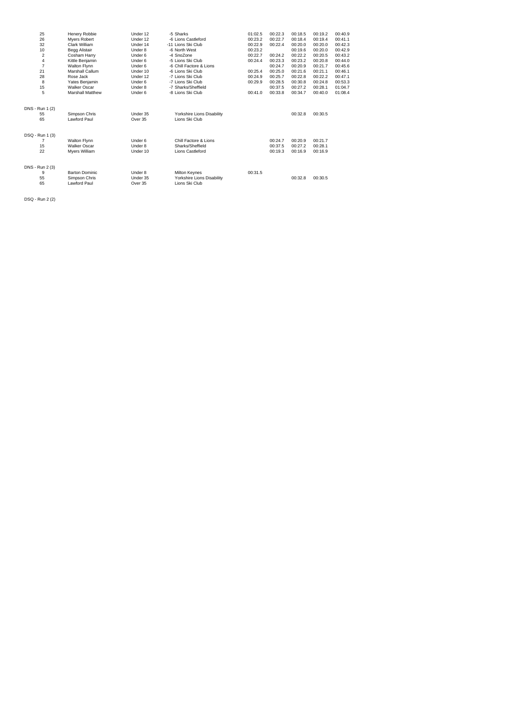| | | | | | | | | |
|---|---|---|---|---|---|---|---|---|
| 25 | Henery Robbie | Under 12 | -5 Sharks | 01:02.5 | 00:22.3 | 00:18.5 | 00:19.2 | 00:40.9 |
| 26 | Myers Robert | Under 12 | -6 Lions Castleford | 00:23.2 | 00:22.7 | 00:18.4 | 00:19.4 | 00:41.1 |
| 32 | Clark William | Under 14 | -11 Lions Ski Club | 00:22.9 | 00:22.4 | 00:20.0 | 00:20.0 | 00:42.3 |
| 10 | Begg Alistair | Under 8 | -6 North West | 00:23.2 | | 00:19.6 | 00:20.0 | 00:42.9 |
| 2 | Cosham Harry | Under 6 | -4 SnoZone | 00:22.7 | 00:24.2 | 00:22.2 | 00:20.5 | 00:43.2 |
| 4 | Kittle Benjamin | Under 6 | -5 Lions Ski Club | 00:24.4 | 00:23.3 | 00:23.2 | 00:20.8 | 00:44.0 |
| 7 | Walton Flynn | Under 6 | -6 Chill Factore & Lions | | 00:24.7 | 00:20.9 | 00:21.7 | 00:45.6 |
| 21 | Marshall Callum | Under 10 | -6 Lions Ski Club | 00:25.4 | 00:25.0 | 00:21.6 | 00:21.1 | 00:46.1 |
| 28 | Rose Jack | Under 12 | -7 Lions Ski Club | 00:24.9 | 00:25.7 | 00:22.8 | 00:22.2 | 00:47.1 |
| 8 | Yates Benjamin | Under 6 | -7 Lions Ski Club | 00:29.9 | 00:28.5 | 00:30.8 | 00:24.8 | 00:53.3 |
| 15 | Walker Oscar | Under 8 | -7 Sharks/Sheffield | | 00:37.5 | 00:27.2 | 00:28.1 | 01:04.7 |
| 5 | Marshall Matthew | Under 6 | -8 Lions Ski Club | 00:41.0 | 00:33.8 | 00:34.7 | 00:40.0 | 01:08.4 |

DNS - Run 1 (2)

| | | | | | | | |
|---|---|---|---|---|---|---|---|
| 55 | Simpson Chris | Under 35 | Yorkshire Lions Disability | | | 00:32.8 | 00:30.5 |
| 65 | Lawford Paul | Over 35 | Lions Ski Club | | | | |

DSQ - Run 1 (3)

| | | | | | | | |
|---|---|---|---|---|---|---|---|
| 7 | Walton Flynn | Under 6 | Chill Factore & Lions | | 00:24.7 | 00:20.9 | 00:21.7 |
| 15 | Walker Oscar | Under 8 | Sharks/Sheffield | | 00:37.5 | 00:27.2 | 00:28.1 |
| 22 | Myers William | Under 10 | Lions Castleford | | 00:19.3 | 00:16.9 | 00:16.9 |

DNS - Run 2 (3)

| | | | | | | | |
|---|---|---|---|---|---|---|---|
| 9 | Barton Dominic | Under 8 | Milton Keynes | 00:31.5 | | | |
| 55 | Simpson Chris | Under 35 | Yorkshire Lions Disability | | | 00:32.8 | 00:30.5 |
| 65 | Lawford Paul | Over 35 | Lions Ski Club | | | | |

DSQ - Run 2 (2)